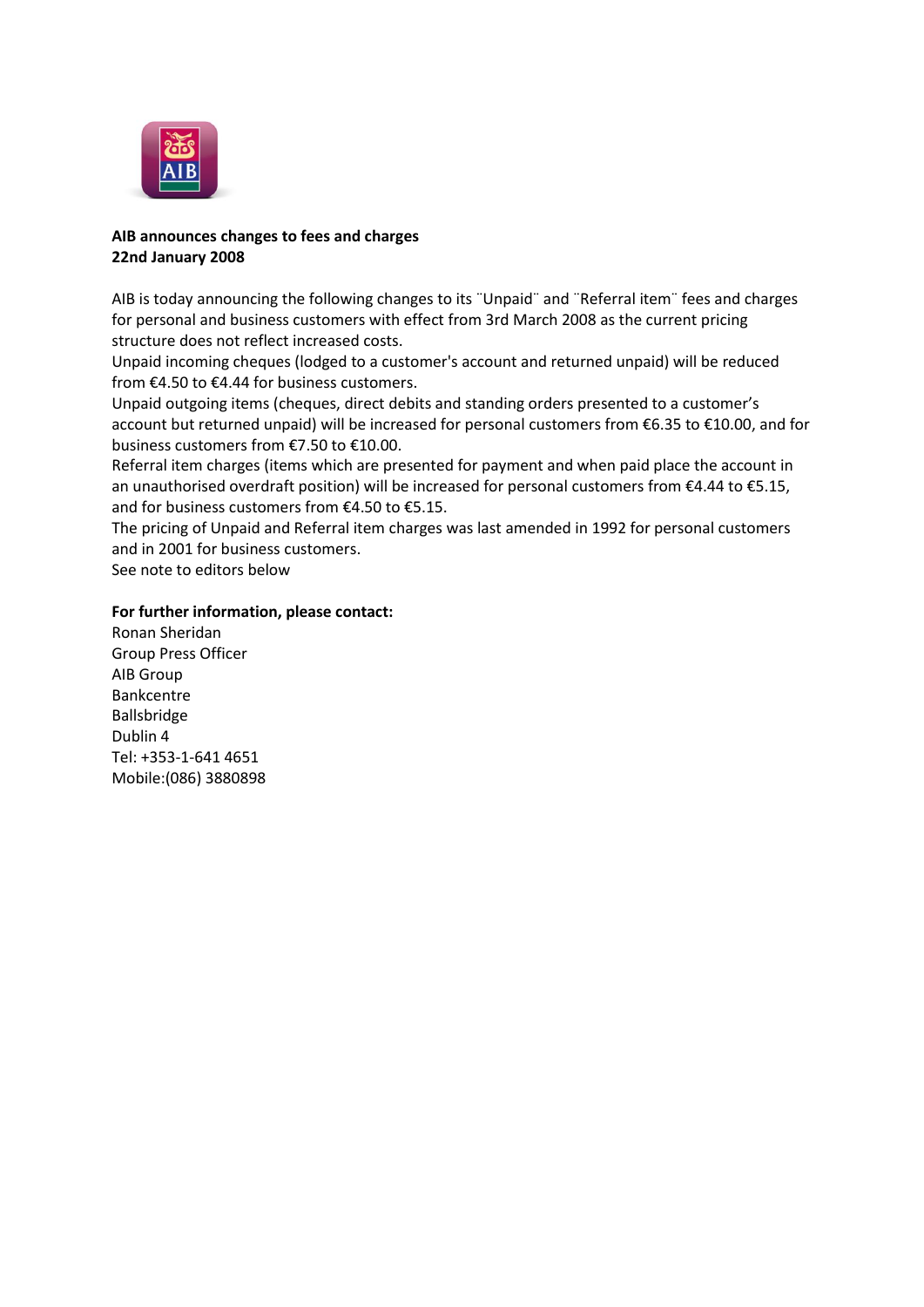**AIB announces changes to fees and charges**
**22nd January 2008**

AIB is today announcing the following changes to its ¨Unpaid¨ and ¨Referral item¨ fees and charges for personal and business customers with effect from 3rd March 2008 as the current pricing structure does not reflect increased costs.

Unpaid incoming cheques (lodged to a customer's account and returned unpaid) will be reduced from €4.50 to €4.44 for business customers.

Unpaid outgoing items (cheques, direct debits and standing orders presented to a customer's account but returned unpaid) will be increased for personal customers from €6.35 to €10.00, and for business customers from €7.50 to €10.00.

Referral item charges (items which are presented for payment and when paid place the account in an unauthorised overdraft position) will be increased for personal customers from €4.44 to €5.15, and for business customers from €4.50 to €5.15.

The pricing of Unpaid and Referral item charges was last amended in 1992 for personal customers and in 2001 for business customers.

See note to editors below

**For further information, please contact:**

Ronan Sheridan
Group Press Officer
AIB Group
Bankcentre
Ballsbridge
Dublin 4
Tel: +353-1-641 4651
Mobile:(086) 3880898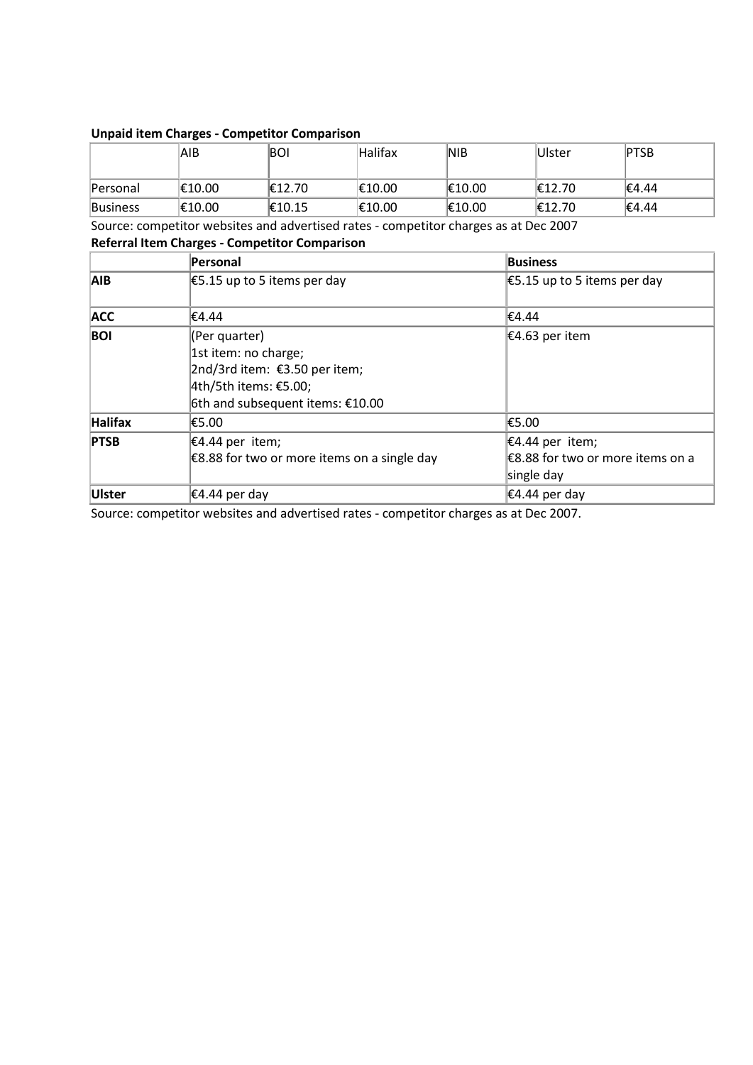**Unpaid item Charges - Competitor Comparison**

| | AIB | BOI | Halifax | NIB | Ulster | PTSB |
|---|---|---|---|---|---|---|
| Personal | €10.00 | €12.70 | €10.00 | €10.00 | €12.70 | €4.44 |
| Business | €10.00 | €10.15 | €10.00 | €10.00 | €12.70 | €4.44 |

Source: competitor websites and advertised rates - competitor charges as at Dec 2007

**Referral Item Charges - Competitor Comparison**

| | **Personal** | **Business** |
|---|---|---|
| **AIB** | €5.15 up to 5 items per day | €5.15 up to 5 items per day |
| **ACC** | €4.44 | €4.44 |
| **BOI** | (Per quarter)<br>1st item: no charge;<br>2nd/3rd item: €3.50 per item;<br>4th/5th items: €5.00;<br>6th and subsequent items: €10.00 | €4.63 per item |
| **Halifax** | €5.00 | €5.00 |
| **PTSB** | €4.44 per item;<br>€8.88 for two or more items on a single day | €4.44 per item;<br>€8.88 for two or more items on a single day |
| **Ulster** | €4.44 per day | €4.44 per day |

Source: competitor websites and advertised rates - competitor charges as at Dec 2007.